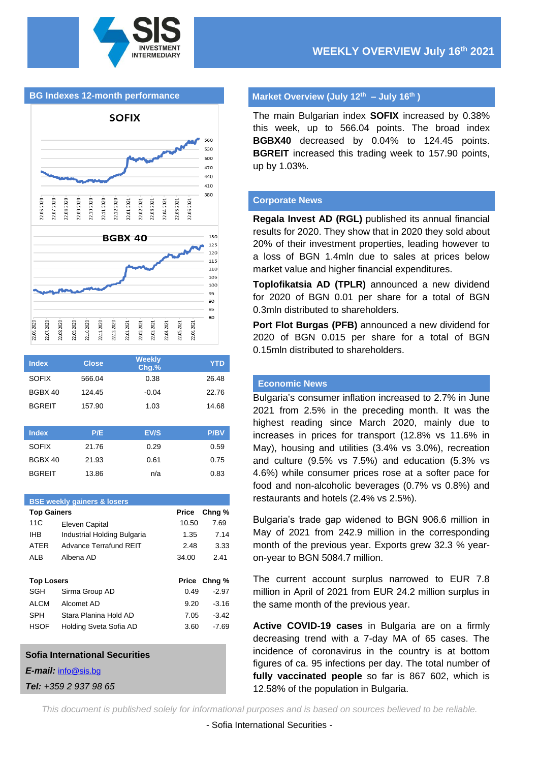# WEEKLY OVERVIEW July 16th 2021

SIS INVESTMENT INTERMEDIARY

## BG Indexes 12-month performance

| Index | Close | Weekly Chg.% | YTD |
|---|---|---|---|
| SOFIX | 566.04 | 0.38 | 26.48 |
| BGBX 40 | 124.45 | -0.04 | 22.76 |
| BGREIT | 157.90 | 1.03 | 14.68 |

| Index | P/E | EV/S | P/BV |
|---|---|---|---|
| SOFIX | 21.76 | 0.29 | 0.59 |
| BGBX 40 | 21.93 | 0.61 | 0.75 |
| BGREIT | 13.86 | n/a | 0.83 |

## BSE weekly gainers & losers

| Top Gainers | | Price | Chng % |
|---|---|---|---|
| 11C | Eleven Capital | 10.50 | 7.69 |
| IHB | Industrial Holding Bulgaria | 1.35 | 7.14 |
| ATER | Advance Terrafund REIT | 2.48 | 3.33 |
| ALB | Albena AD | 34.00 | 2.41 |

| Top Losers | | Price | Chng % |
|---|---|---|---|
| SGH | Sirma Group AD | 0.49 | -2.97 |
| ALCM | Alcomet AD | 9.20 | -3.16 |
| SPH | Stara Planina Hold AD | 7.05 | -3.42 |
| HSOF | Holding Sveta Sofia AD | 3.60 | -7.69 |

**Sofia International Securities**

***E-mail:*** info@sis.bg

***Tel:*** *+359 2 937 98 65*

## Market Overview (July 12th – July 16th )

The main Bulgarian index **SOFIX** increased by 0.38% this week, up to 566.04 points. The broad index **BGBX40** decreased by 0.04% to 124.45 points. **BGREIT** increased this trading week to 157.90 points, up by 1.03%.

## Corporate News

**Regala Invest AD (RGL)** published its annual financial results for 2020. They show that in 2020 they sold about 20% of their investment properties, leading however to a loss of BGN 1.4mln due to sales at prices below market value and higher financial expenditures.

**Toplofikatsia AD (TPLR)** announced a new dividend for 2020 of BGN 0.01 per share for a total of BGN 0.3mln distributed to shareholders.

**Port Flot Burgas (PFB)** announced a new dividend for 2020 of BGN 0.015 per share for a total of BGN 0.15mln distributed to shareholders.

## Economic News

Bulgaria's consumer inflation increased to 2.7% in June 2021 from 2.5% in the preceding month. It was the highest reading since March 2020, mainly due to increases in prices for transport (12.8% vs 11.6% in May), housing and utilities (3.4% vs 3.0%), recreation and culture (9.5% vs 7.5%) and education (5.3% vs 4.6%) while consumer prices rose at a softer pace for food and non-alcoholic beverages (0.7% vs 0.8%) and restaurants and hotels (2.4% vs 2.5%).

Bulgaria's trade gap widened to BGN 906.6 million in May of 2021 from 242.9 million in the corresponding month of the previous year. Exports grew 32.3 % year-on-year to BGN 5084.7 million.

The current account surplus narrowed to EUR 7.8 million in April of 2021 from EUR 24.2 million surplus in the same month of the previous year.

**Active COVID-19 cases** in Bulgaria are on a firmly decreasing trend with a 7-day MA of 65 cases. The incidence of coronavirus in the country is at bottom figures of ca. 95 infections per day. The total number of **fully vaccinated people** so far is 867 602, which is 12.58% of the population in Bulgaria.

*This document is published solely for informational purposes and is based on sources believed to be reliable.*

- Sofia International Securities -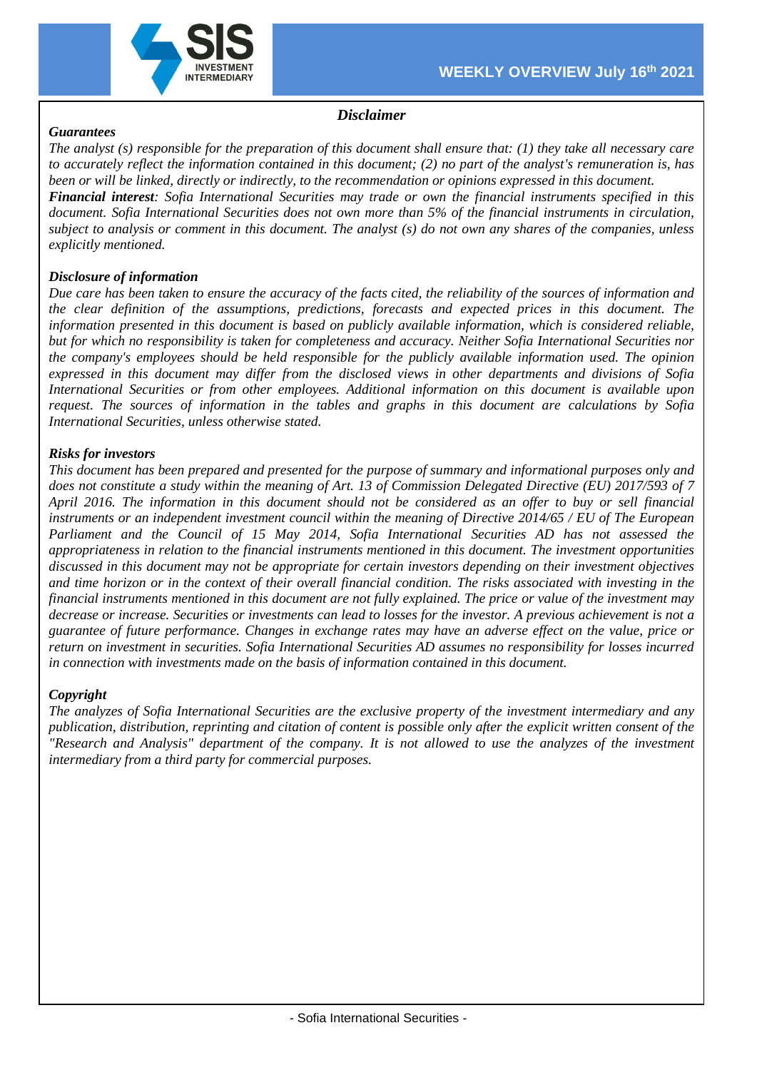## *Disclaimer*

***Guarantees***

*The analyst (s) responsible for the preparation of this document shall ensure that: (1) they take all necessary care to accurately reflect the information contained in this document; (2) no part of the analyst's remuneration is, has been or will be linked, directly or indirectly, to the recommendation or opinions expressed in this document.*

***Financial interest****: Sofia International Securities may trade or own the financial instruments specified in this document. Sofia International Securities does not own more than 5% of the financial instruments in circulation, subject to analysis or comment in this document. The analyst (s) do not own any shares of the companies, unless explicitly mentioned.*

***Disclosure of information***

*Due care has been taken to ensure the accuracy of the facts cited, the reliability of the sources of information and the clear definition of the assumptions, predictions, forecasts and expected prices in this document. The information presented in this document is based on publicly available information, which is considered reliable, but for which no responsibility is taken for completeness and accuracy. Neither Sofia International Securities nor the company's employees should be held responsible for the publicly available information used. The opinion expressed in this document may differ from the disclosed views in other departments and divisions of Sofia International Securities or from other employees. Additional information on this document is available upon request. The sources of information in the tables and graphs in this document are calculations by Sofia International Securities, unless otherwise stated.*

***Risks for investors***

*This document has been prepared and presented for the purpose of summary and informational purposes only and does not constitute a study within the meaning of Art. 13 of Commission Delegated Directive (EU) 2017/593 of 7 April 2016. The information in this document should not be considered as an offer to buy or sell financial instruments or an independent investment council within the meaning of Directive 2014/65 / EU of The European Parliament and the Council of 15 May 2014, Sofia International Securities AD has not assessed the appropriateness in relation to the financial instruments mentioned in this document. The investment opportunities discussed in this document may not be appropriate for certain investors depending on their investment objectives and time horizon or in the context of their overall financial condition. The risks associated with investing in the financial instruments mentioned in this document are not fully explained. The price or value of the investment may decrease or increase. Securities or investments can lead to losses for the investor. A previous achievement is not a guarantee of future performance. Changes in exchange rates may have an adverse effect on the value, price or return on investment in securities. Sofia International Securities AD assumes no responsibility for losses incurred in connection with investments made on the basis of information contained in this document.*

***Copyright***

*The analyzes of Sofia International Securities are the exclusive property of the investment intermediary and any publication, distribution, reprinting and citation of content is possible only after the explicit written consent of the "Research and Analysis" department of the company. It is not allowed to use the analyzes of the investment intermediary from a third party for commercial purposes.*